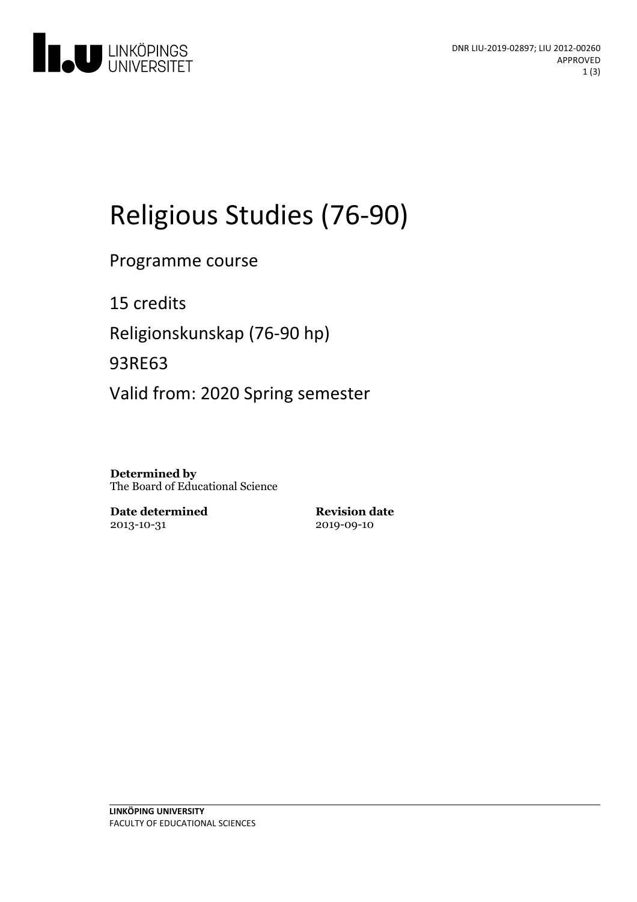DNR LIU-2019-02897; LIU 2012-00260
APPROVED

# Religious Studies (76-90)

Programme course

15 credits

Religionskunskap (76-90 hp)

93RE63

Valid from: 2020 Spring semester

**Determined by**
The Board of Educational Science

**Date determined**
2013-10-31

**Revision date**
2019-09-10

**LINKÖPING UNIVERSITY**
FACULTY OF EDUCATIONAL SCIENCES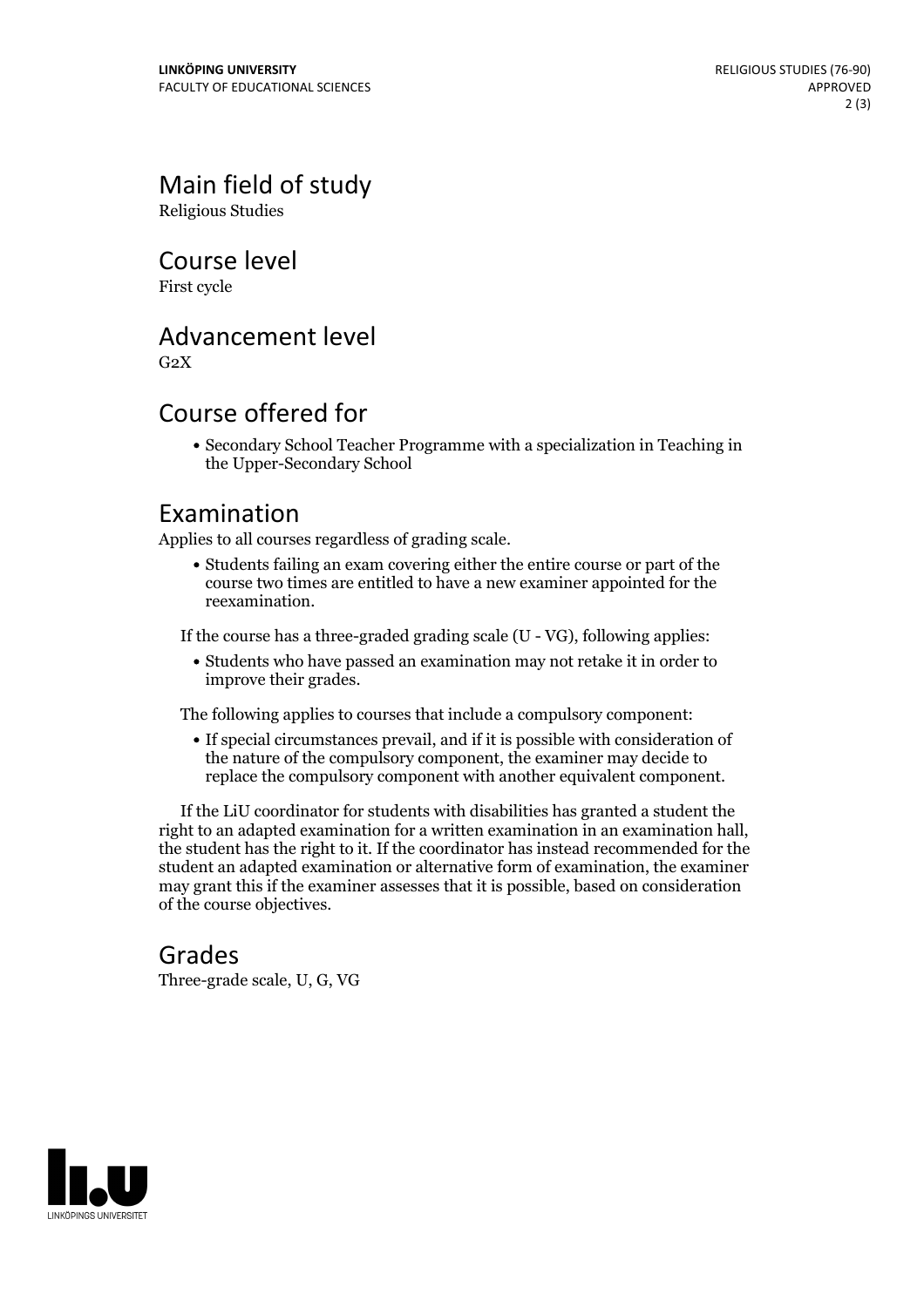## Main field of study

Religious Studies

## Course level

First cycle

## Advancement level

G2X

## Course offered for

- Secondary School Teacher Programme with a specialization in Teaching in the Upper-Secondary School

## Examination

Applies to all courses regardless of grading scale.

- Students failing an exam covering either the entire course or part of the course two times are entitled to have a new examiner appointed for the reexamination.

If the course has a three-graded grading scale (U - VG), following applies:

- Students who have passed an examination may not retake it in order to improve their grades.

The following applies to courses that include a compulsory component:

- If special circumstances prevail, and if it is possible with consideration of the nature of the compulsory component, the examiner may decide to replace the compulsory component with another equivalent component.

If the LiU coordinator for students with disabilities has granted a student the right to an adapted examination for a written examination in an examination hall, the student has the right to it. If the coordinator has instead recommended for the student an adapted examination or alternative form of examination, the examiner may grant this if the examiner assesses that it is possible, based on consideration of the course objectives.

## Grades

Three-grade scale, U, G, VG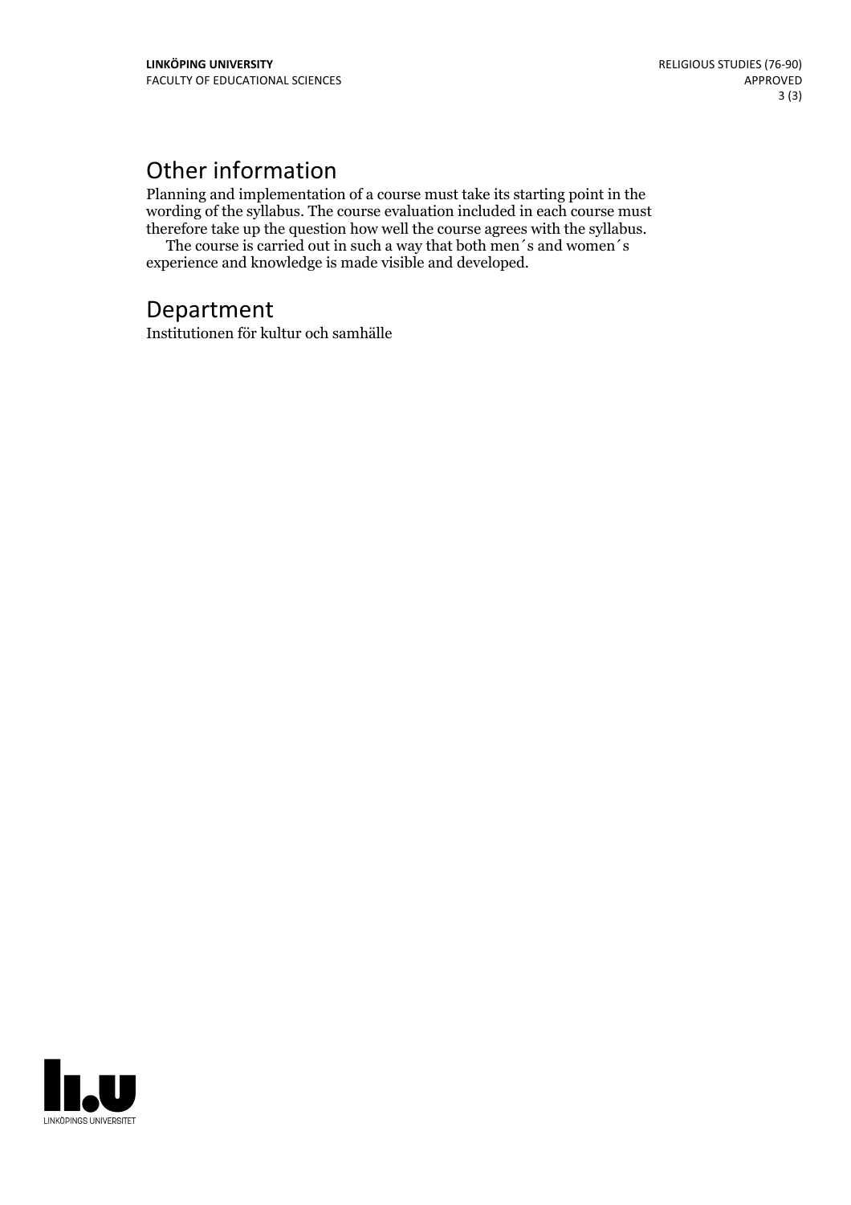## Other information

Planning and implementation of a course must take its starting point in the wording of the syllabus. The course evaluation included in each course must therefore take up the question how well the course agrees with the syllabus.

The course is carried out in such a way that both men´s and women´s experience and knowledge is made visible and developed.

## Department

Institutionen för kultur och samhälle